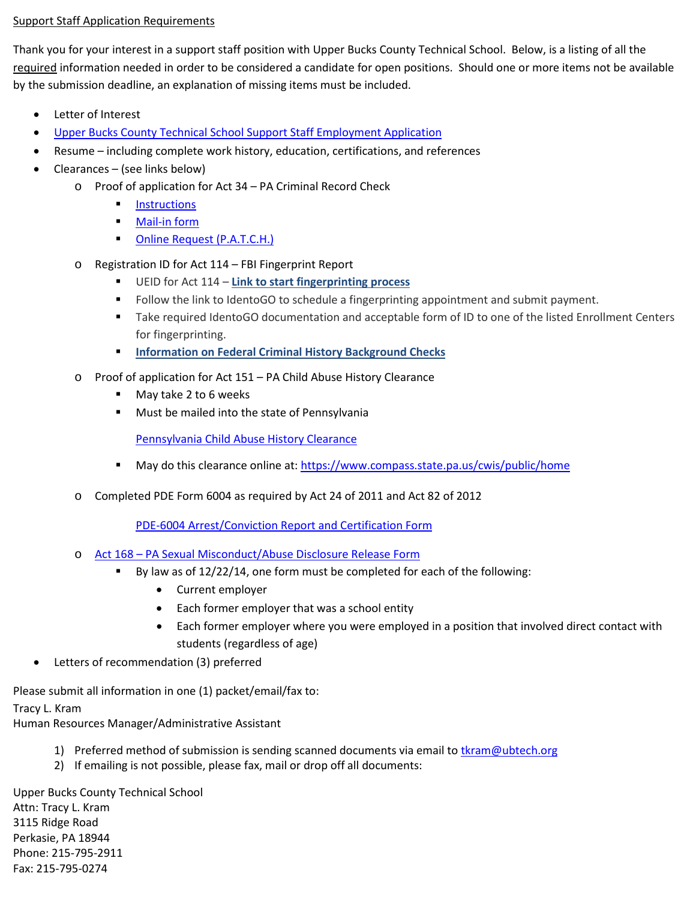Support Staff Application Requirements

Thank you for your interest in a support staff position with Upper Bucks County Technical School. Below, is a listing of all the required information needed in order to be considered a candidate for open positions. Should one or more items not be available by the submission deadline, an explanation of missing items must be included.

- Letter of Interest
- Upper Bucks County Technical School Support Staff Employment Application
- Resume – including complete work history, education, certifications, and references
- Clearances – (see links below)
  - Proof of application for Act 34 – PA Criminal Record Check
    - Instructions
    - Mail-in form
    - Online Request (P.A.T.C.H.)
  - Registration ID for Act 114 – FBI Fingerprint Report
    - UEID for Act 114 – **Link to start fingerprinting process**
    - Follow the link to IdentoGO to schedule a fingerprinting appointment and submit payment.
    - Take required IdentoGO documentation and acceptable form of ID to one of the listed Enrollment Centers for fingerprinting.
    - **Information on Federal Criminal History Background Checks**
  - Proof of application for Act 151 – PA Child Abuse History Clearance
    - May take 2 to 6 weeks
    - Must be mailed into the state of Pennsylvania

      Pennsylvania Child Abuse History Clearance

    - May do this clearance online at: https://www.compass.state.pa.us/cwis/public/home
  - Completed PDE Form 6004 as required by Act 24 of 2011 and Act 82 of 2012

    PDE-6004 Arrest/Conviction Report and Certification Form

  - Act 168 – PA Sexual Misconduct/Abuse Disclosure Release Form
    - By law as of 12/22/14, one form must be completed for each of the following:
      - Current employer
      - Each former employer that was a school entity
      - Each former employer where you were employed in a position that involved direct contact with students (regardless of age)
- Letters of recommendation (3) preferred

Please submit all information in one (1) packet/email/fax to:
Tracy L. Kram
Human Resources Manager/Administrative Assistant

1) Preferred method of submission is sending scanned documents via email to tkram@ubtech.org
2) If emailing is not possible, please fax, mail or drop off all documents:

Upper Bucks County Technical School
Attn: Tracy L. Kram
3115 Ridge Road
Perkasie, PA 18944
Phone: 215-795-2911
Fax: 215-795-0274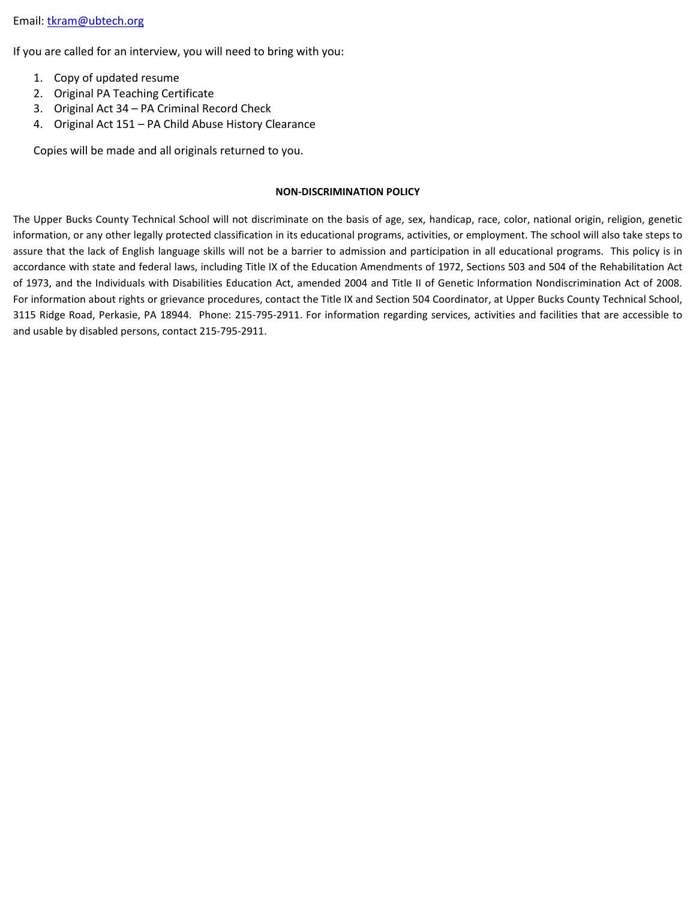Email: tkram@ubtech.org

If you are called for an interview, you will need to bring with you:

1. Copy of updated resume
2. Original PA Teaching Certificate
3. Original Act 34 – PA Criminal Record Check
4. Original Act 151 – PA Child Abuse History Clearance

Copies will be made and all originals returned to you.

**NON-DISCRIMINATION POLICY**

The Upper Bucks County Technical School will not discriminate on the basis of age, sex, handicap, race, color, national origin, religion, genetic information, or any other legally protected classification in its educational programs, activities, or employment. The school will also take steps to assure that the lack of English language skills will not be a barrier to admission and participation in all educational programs. This policy is in accordance with state and federal laws, including Title IX of the Education Amendments of 1972, Sections 503 and 504 of the Rehabilitation Act of 1973, and the Individuals with Disabilities Education Act, amended 2004 and Title II of Genetic Information Nondiscrimination Act of 2008. For information about rights or grievance procedures, contact the Title IX and Section 504 Coordinator, at Upper Bucks County Technical School, 3115 Ridge Road, Perkasie, PA 18944. Phone: 215-795-2911. For information regarding services, activities and facilities that are accessible to and usable by disabled persons, contact 215-795-2911.